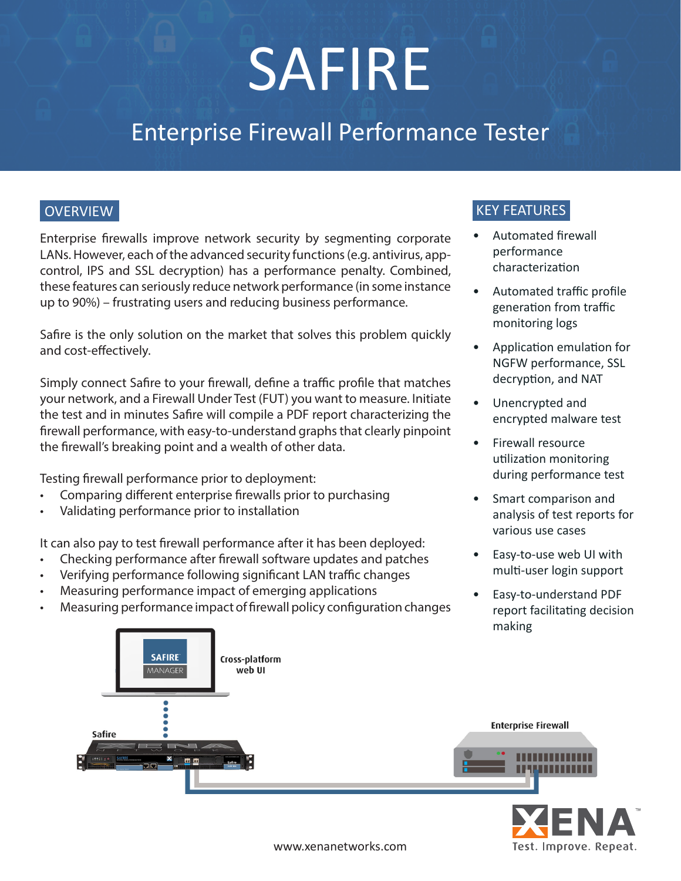# SAFIRE

## Enterprise Firewall Performance Tester

### OVERVIEW

Enterprise firewalls improve network security by segmenting corporate LANs. However, each of the advanced security functions (e.g. antivirus, app-control, IPS and SSL decryption) has a performance penalty. Combined, these features can seriously reduce network performance (in some instance up to 90%) – frustrating users and reducing business performance.

Safire is the only solution on the market that solves this problem quickly and cost-effectively.

Simply connect Safire to your firewall, define a traffic profile that matches your network, and a Firewall Under Test (FUT) you want to measure. Initiate the test and in minutes Safire will compile a PDF report characterizing the firewall performance, with easy-to-understand graphs that clearly pinpoint the firewall's breaking point and a wealth of other data.

Testing firewall performance prior to deployment:

- Comparing different enterprise firewalls prior to purchasing
- Validating performance prior to installation

It can also pay to test firewall performance after it has been deployed:

- Checking performance after firewall software updates and patches
- Verifying performance following significant LAN traffic changes
- Measuring performance impact of emerging applications
- Measuring performance impact of firewall policy configuration changes

### KEY FEATURES

- Automated firewall performance characterization
- Automated traffic profile generation from traffic monitoring logs
- Application emulation for NGFW performance, SSL decryption, and NAT
- Unencrypted and encrypted malware test
- Firewall resource utilization monitoring during performance test
- Smart comparison and analysis of test reports for various use cases
- Easy-to-use web UI with multi-user login support
- Easy-to-understand PDF report facilitating decision making

SAFIRE MANAGER

Cross-platform web UI

Safire

Enterprise Firewall

XENA™ Test. Improve. Repeat.

www.xenanetworks.com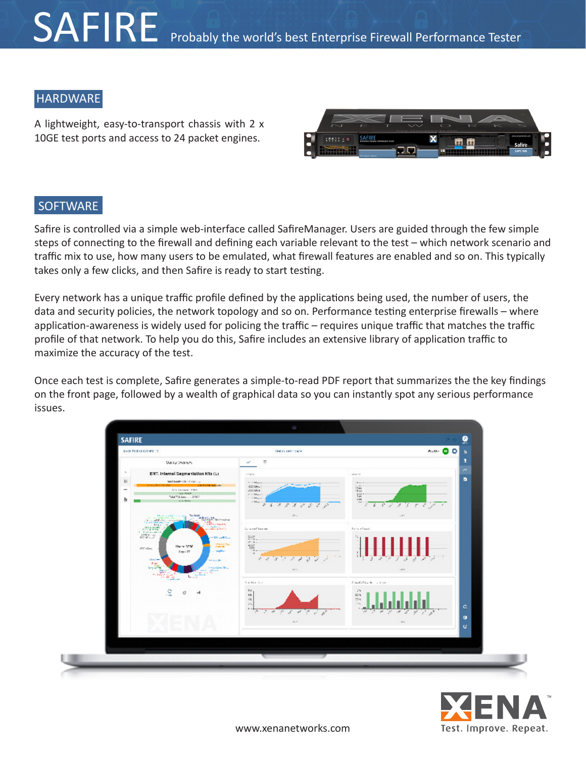# SAFIRE

Probably the world's best Enterprise Firewall Performance Tester

## HARDWARE

A lightweight, easy-to-transport chassis with 2 x 10GE test ports and access to 24 packet engines.

## SOFTWARE

Safire is controlled via a simple web-interface called SafireManager. Users are guided through the few simple steps of connecting to the firewall and defining each variable relevant to the test – which network scenario and traffic mix to use, how many users to be emulated, what firewall features are enabled and so on. This typically takes only a few clicks, and then Safire is ready to start testing.

Every network has a unique traffic profile defined by the applications being used, the number of users, the data and security policies, the network topology and so on. Performance testing enterprise firewalls – where application-awareness is widely used for policing the traffic – requires unique traffic that matches the traffic profile of that network. To help you do this, Safire includes an extensive library of application traffic to maximize the accuracy of the test.

Once each test is complete, Safire generates a simple-to-read PDF report that summarizes the the key findings on the front page, followed by a wealth of graphical data so you can instantly spot any serious performance issues.

www.xenanetworks.com

XENA Test. Improve. Repeat.